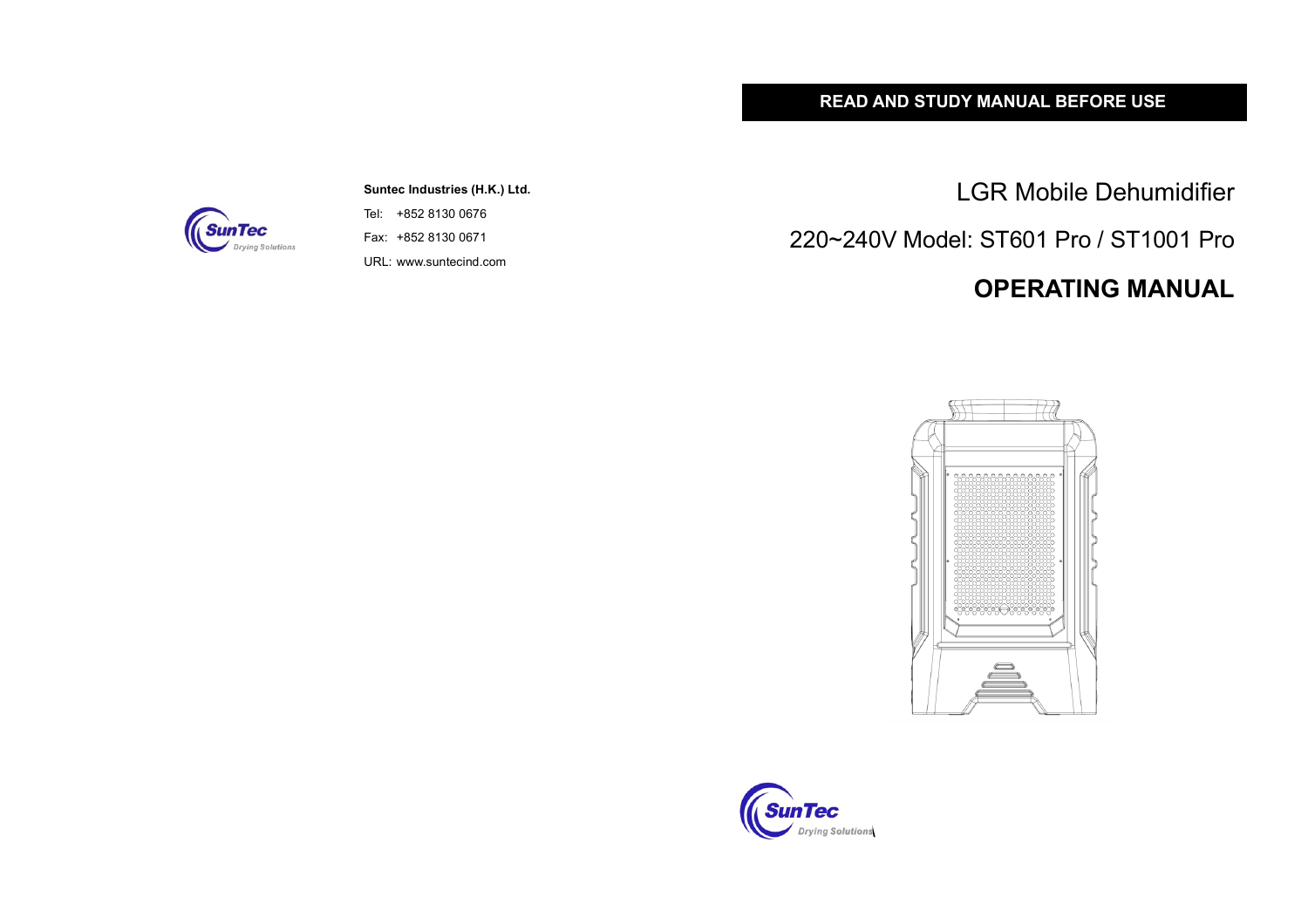**Suntec Industries (H.K.) Ltd.**

Tel: +852 8130 0676

Fax: +852 8130 0671

URL: www.suntecind.com

**READ AND STUDY MANUAL BEFORE USE**

LGR Mobile Dehumidifier

220~240V Model: ST601 Pro / ST1001 Pro

# OPERATING MANUAL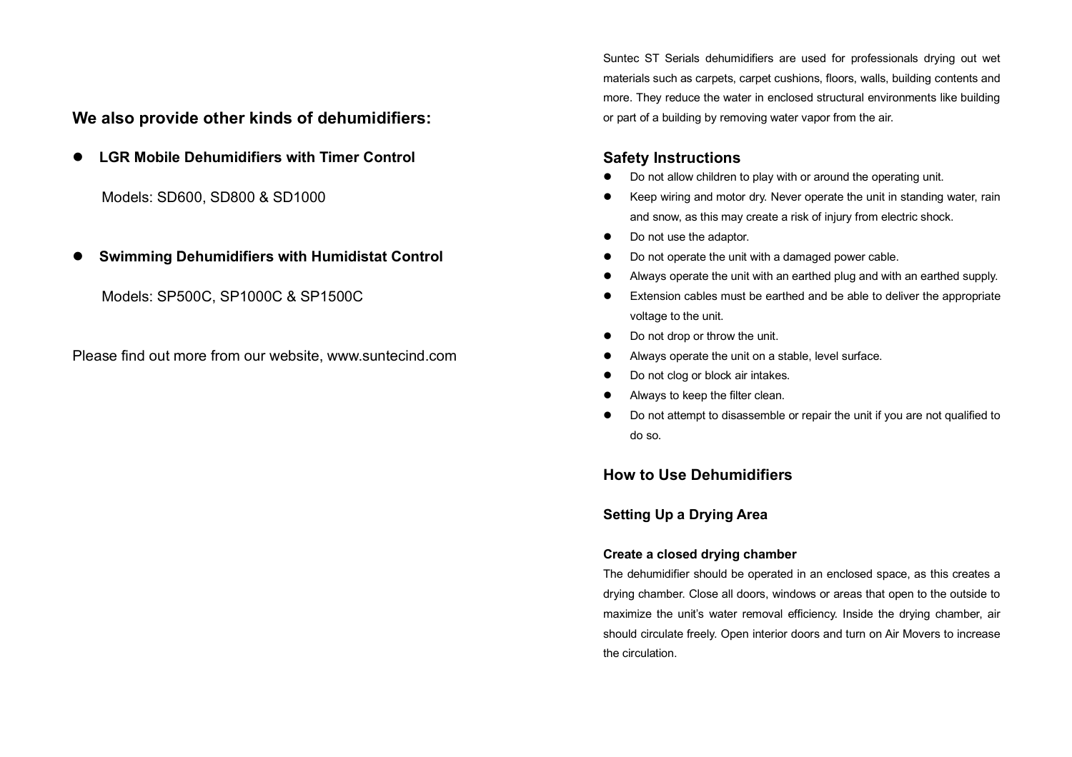## We also provide other kinds of dehumidifiers:

- **LGR Mobile Dehumidifiers with Timer Control**

  Models: SD600, SD800 & SD1000

- **Swimming Dehumidifiers with Humidistat Control**

  Models: SP500C, SP1000C & SP1500C

Please find out more from our website, www.suntecind.com

Suntec ST Serials dehumidifiers are used for professionals drying out wet materials such as carpets, carpet cushions, floors, walls, building contents and more. They reduce the water in enclosed structural environments like building or part of a building by removing water vapor from the air.

## Safety Instructions

- Do not allow children to play with or around the operating unit.
- Keep wiring and motor dry. Never operate the unit in standing water, rain and snow, as this may create a risk of injury from electric shock.
- Do not use the adaptor.
- Do not operate the unit with a damaged power cable.
- Always operate the unit with an earthed plug and with an earthed supply.
- Extension cables must be earthed and be able to deliver the appropriate voltage to the unit.
- Do not drop or throw the unit.
- Always operate the unit on a stable, level surface.
- Do not clog or block air intakes.
- Always to keep the filter clean.
- Do not attempt to disassemble or repair the unit if you are not qualified to do so.

## How to Use Dehumidifiers

### Setting Up a Drying Area

#### Create a closed drying chamber

The dehumidifier should be operated in an enclosed space, as this creates a drying chamber. Close all doors, windows or areas that open to the outside to maximize the unit's water removal efficiency. Inside the drying chamber, air should circulate freely. Open interior doors and turn on Air Movers to increase the circulation.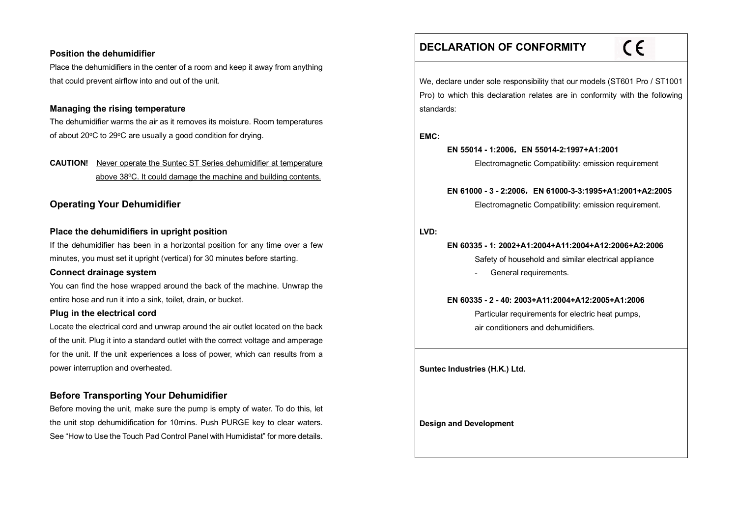### Position the dehumidifier

Place the dehumidifiers in the center of a room and keep it away from anything that could prevent airflow into and out of the unit.

### Managing the rising temperature

The dehumidifier warms the air as it removes its moisture. Room temperatures of about 20°C to 29°C are usually a good condition for drying.

**CAUTION!** Never operate the Suntec ST Series dehumidifier at temperature above 38°C. It could damage the machine and building contents.

## Operating Your Dehumidifier

### Place the dehumidifiers in upright position

If the dehumidifier has been in a horizontal position for any time over a few minutes, you must set it upright (vertical) for 30 minutes before starting.

### Connect drainage system

You can find the hose wrapped around the back of the machine. Unwrap the entire hose and run it into a sink, toilet, drain, or bucket.

### Plug in the electrical cord

Locate the electrical cord and unwrap around the air outlet located on the back of the unit. Plug it into a standard outlet with the correct voltage and amperage for the unit. If the unit experiences a loss of power, which can results from a power interruption and overheated.

## Before Transporting Your Dehumidifier

Before moving the unit, make sure the pump is empty of water. To do this, let the unit stop dehumidification for 10mins. Push PURGE key to clear waters. See "How to Use the Touch Pad Control Panel with Humidistat" for more details.

## DECLARATION OF CONFORMITY

CE

We, declare under sole responsibility that our models (ST601 Pro / ST1001 Pro) to which this declaration relates are in conformity with the following standards:

**EMC:**

**EN 55014 - 1:2006，EN 55014-2:1997+A1:2001**
Electromagnetic Compatibility: emission requirement

**EN 61000 - 3 - 2:2006，EN 61000-3-3:1995+A1:2001+A2:2005**
Electromagnetic Compatibility: emission requirement.

**LVD:**

**EN 60335 - 1: 2002+A1:2004+A11:2004+A12:2006+A2:2006**
Safety of household and similar electrical appliance
- General requirements.

**EN 60335 - 2 - 40: 2003+A11:2004+A12:2005+A1:2006**
Particular requirements for electric heat pumps, air conditioners and dehumidifiers.

**Suntec Industries (H.K.) Ltd.**

**Design and Development**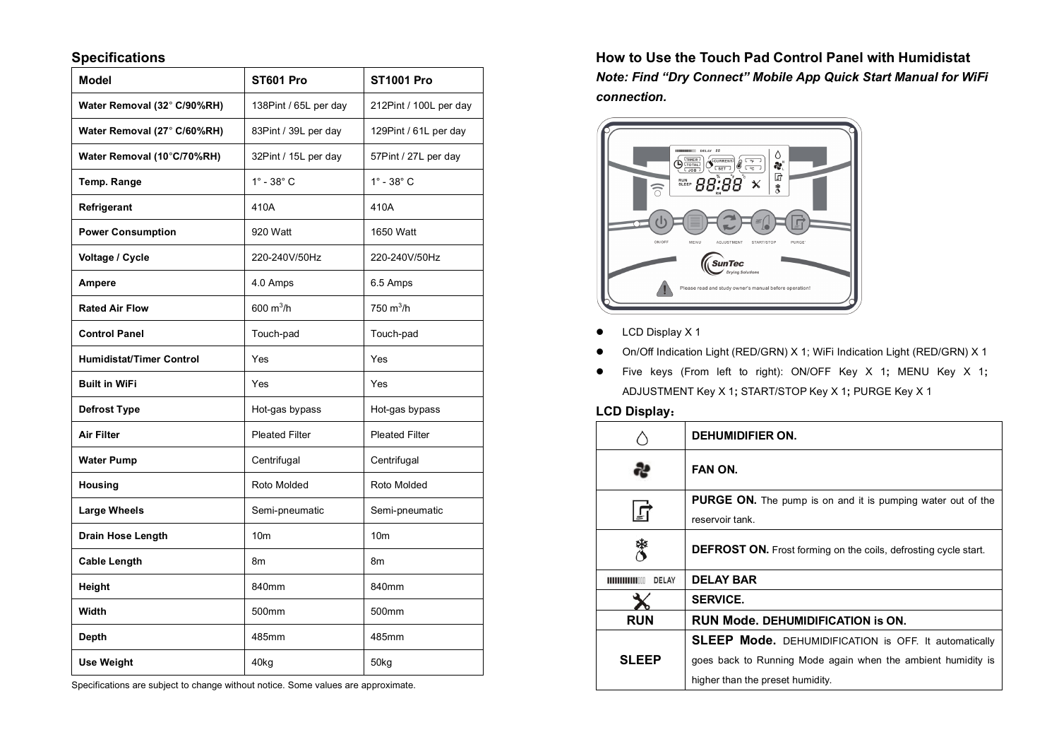## Specifications

| Model | ST601 Pro | ST1001 Pro |
|---|---|---|
| **Water Removal (32° C/90%RH)** | 138Pint / 65L per day | 212Pint / 100L per day |
| **Water Removal (27° C/60%RH)** | 83Pint / 39L per day | 129Pint / 61L per day |
| **Water Removal (10°C/70%RH)** | 32Pint / 15L per day | 57Pint / 27L per day |
| **Temp. Range** | 1° - 38° C | 1° - 38° C |
| **Refrigerant** | 410A | 410A |
| **Power Consumption** | 920 Watt | 1650 Watt |
| **Voltage / Cycle** | 220-240V/50Hz | 220-240V/50Hz |
| **Ampere** | 4.0 Amps | 6.5 Amps |
| **Rated Air Flow** | 600 $m^3$/h | 750 $m^3$/h |
| **Control Panel** | Touch-pad | Touch-pad |
| **Humidistat/Timer Control** | Yes | Yes |
| **Built in WiFi** | Yes | Yes |
| **Defrost Type** | Hot-gas bypass | Hot-gas bypass |
| **Air Filter** | Pleated Filter | Pleated Filter |
| **Water Pump** | Centrifugal | Centrifugal |
| **Housing** | Roto Molded | Roto Molded |
| **Large Wheels** | Semi-pneumatic | Semi-pneumatic |
| **Drain Hose Length** | 10m | 10m |
| **Cable Length** | 8m | 8m |
| **Height** | 840mm | 840mm |
| **Width** | 500mm | 500mm |
| **Depth** | 485mm | 485mm |
| **Use Weight** | 40kg | 50kg |

Specifications are subject to change without notice. Some values are approximate.

## How to Use the Touch Pad Control Panel with Humidistat

***Note: Find "Dry Connect" Mobile App Quick Start Manual for WiFi connection.***

- LCD Display X 1
- On/Off Indication Light (RED/GRN) X 1; WiFi Indication Light (RED/GRN) X 1
- Five keys (From left to right): ON/OFF Key X 1; MENU Key X 1; ADJUSTMENT Key X 1; START/STOP Key X 1; PURGE Key X 1

### LCD Display：

| | |
|---|---|
| (water drop icon) | **DEHUMIDIFIER ON.** |
| (fan icon) | **FAN ON.** |
| (purge icon) | **PURGE ON.** The pump is on and it is pumping water out of the reservoir tank. |
| (defrost icon) | **DEFROST ON.** Frost forming on the coils, defrosting cycle start. |
| DELAY | **DELAY BAR** |
| (service icon) | **SERVICE.** |
| **RUN** | **RUN Mode. DEHUMIDIFICATION is ON.** |
| **SLEEP** | **SLEEP Mode.** DEHUMIDIFICATION is OFF. It automatically goes back to Running Mode again when the ambient humidity is higher than the preset humidity. |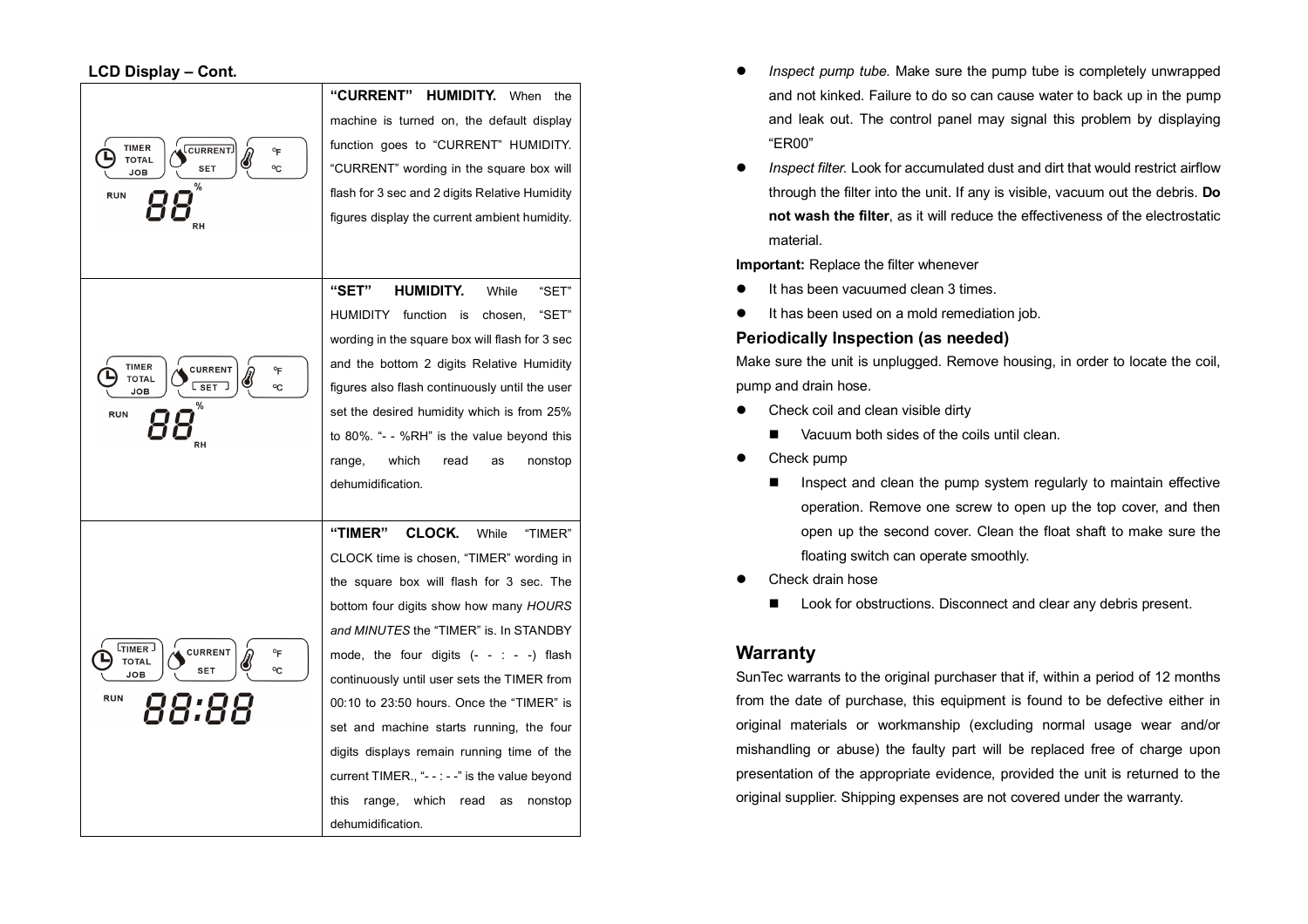**LCD Display – Cont.**

| Display | Description |
|---|---|
| TIMER TOTAL JOB / CURRENT SET / ºF ºC / RUN 88 % RH | **"CURRENT" HUMIDITY.** When the machine is turned on, the default display function goes to "CURRENT" HUMIDITY. "CURRENT" wording in the square box will flash for 3 sec and 2 digits Relative Humidity figures display the current ambient humidity. |
| TIMER TOTAL JOB / CURRENT SET / ºF ºC / RUN 88 % RH | **"SET" HUMIDITY.** While "SET" HUMIDITY function is chosen, "SET" wording in the square box will flash for 3 sec and the bottom 2 digits Relative Humidity figures also flash continuously until the user set the desired humidity which is from 25% to 80%. "- - %RH" is the value beyond this range, which read as nonstop dehumidification. |
| TIMER TOTAL JOB / CURRENT SET / ºF ºC / RUN 88:88 | **"TIMER" CLOCK.** While "TIMER" CLOCK time is chosen, "TIMER" wording in the square box will flash for 3 sec. The bottom four digits show how many *HOURS and MINUTES* the "TIMER" is. In STANDBY mode, the four digits (- - : - -) flash continuously until user sets the TIMER from 00:10 to 23:50 hours. Once the "TIMER" is set and machine starts running, the four digits displays remain running time of the current TIMER., "- - : - -" is the value beyond this range, which read as nonstop dehumidification. |

- *Inspect pump tube.* Make sure the pump tube is completely unwrapped and not kinked. Failure to do so can cause water to back up in the pump and leak out. The control panel may signal this problem by displaying "ER00"
- *Inspect filter.* Look for accumulated dust and dirt that would restrict airflow through the filter into the unit. If any is visible, vacuum out the debris. **Do not wash the filter**, as it will reduce the effectiveness of the electrostatic material.

**Important:** Replace the filter whenever

- It has been vacuumed clean 3 times.
- It has been used on a mold remediation job.

### Periodically Inspection (as needed)

Make sure the unit is unplugged. Remove housing, in order to locate the coil, pump and drain hose.

- Check coil and clean visible dirty
  - Vacuum both sides of the coils until clean.
- Check pump
  - Inspect and clean the pump system regularly to maintain effective operation. Remove one screw to open up the top cover, and then open up the second cover. Clean the float shaft to make sure the floating switch can operate smoothly.
- Check drain hose
  - Look for obstructions. Disconnect and clear any debris present.

## Warranty

SunTec warrants to the original purchaser that if, within a period of 12 months from the date of purchase, this equipment is found to be defective either in original materials or workmanship (excluding normal usage wear and/or mishandling or abuse) the faulty part will be replaced free of charge upon presentation of the appropriate evidence, provided the unit is returned to the original supplier. Shipping expenses are not covered under the warranty.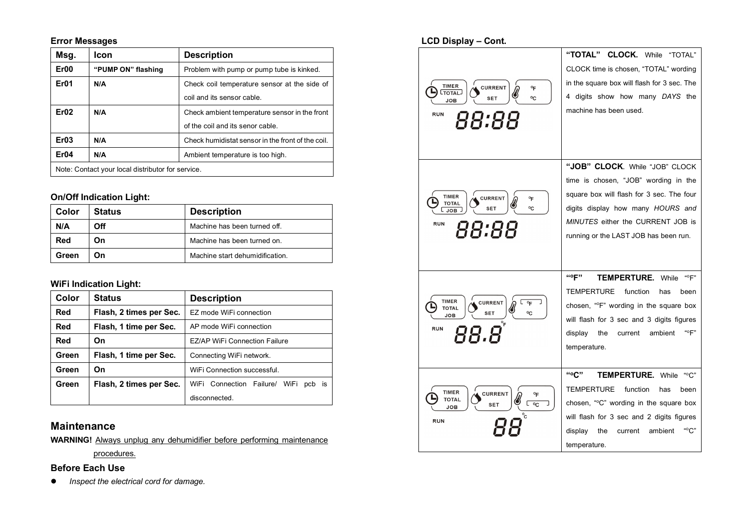**Error Messages**

| Msg. | Icon | Description |
| --- | --- | --- |
| **Er00** | **"PUMP ON" flashing** | Problem with pump or pump tube is kinked. |
| **Er01** | **N/A** | Check coil temperature sensor at the side of coil and its sensor cable. |
| **Er02** | **N/A** | Check ambient temperature sensor in the front of the coil and its senor cable. |
| **Er03** | **N/A** | Check humidistat sensor in the front of the coil. |
| **Er04** | **N/A** | Ambient temperature is too high. |
| Note: Contact your local distributor for service. | | |

**On/Off Indication Light:**

| Color | Status | Description |
| --- | --- | --- |
| **N/A** | **Off** | Machine has been turned off. |
| **Red** | **On** | Machine has been turned on. |
| **Green** | **On** | Machine start dehumidification. |

**WiFi Indication Light:**

| Color | Status | Description |
| --- | --- | --- |
| **Red** | **Flash, 2 times per Sec.** | EZ mode WiFi connection |
| **Red** | **Flash, 1 time per Sec.** | AP mode WiFi connection |
| **Red** | **On** | EZ/AP WiFi Connection Failure |
| **Green** | **Flash, 1 time per Sec.** | Connecting WiFi network. |
| **Green** | **On** | WiFi Connection successful. |
| **Green** | **Flash, 2 times per Sec.** | WiFi Connection Failure/ WiFi pcb is disconnected. |

## Maintenance

**WARNING!** Always unplug any dehumidifier before performing maintenance procedures.

### Before Each Use

- *Inspect the electrical cord for damage.*

**LCD Display – Cont.**

| Display | Description |
| --- | --- |
| TIMER TOTAL JOB / CURRENT SET / °F °C / RUN 88:88 | **"TOTAL" CLOCK.** While "TOTAL" CLOCK time is chosen, "TOTAL" wording in the square box will flash for 3 sec. The 4 digits show how many *DAYS* the machine has been used. |
| TIMER TOTAL JOB / CURRENT SET / °F °C / RUN 88:88 | **"JOB" CLOCK**. While "JOB" CLOCK time is chosen, "JOB" wording in the square box will flash for 3 sec. The four digits display how many *HOURS and MINUTES* either the CURRENT JOB is running or the LAST JOB has been run. |
| TIMER TOTAL JOB / CURRENT SET / °F °C / RUN 88.8 °F | **"°F" TEMPERTURE.** While "°F" TEMPERTURE function has been chosen, "°F" wording in the square box will flash for 3 sec and 3 digits figures display the current ambient "°F" temperature. |
| TIMER TOTAL JOB / CURRENT SET / °F °C / RUN 88 °C | **"°C" TEMPERTURE.** While "°C" TEMPERTURE function has been chosen, "°C" wording in the square box will flash for 3 sec and 2 digits figures display the current ambient "°C" temperature. |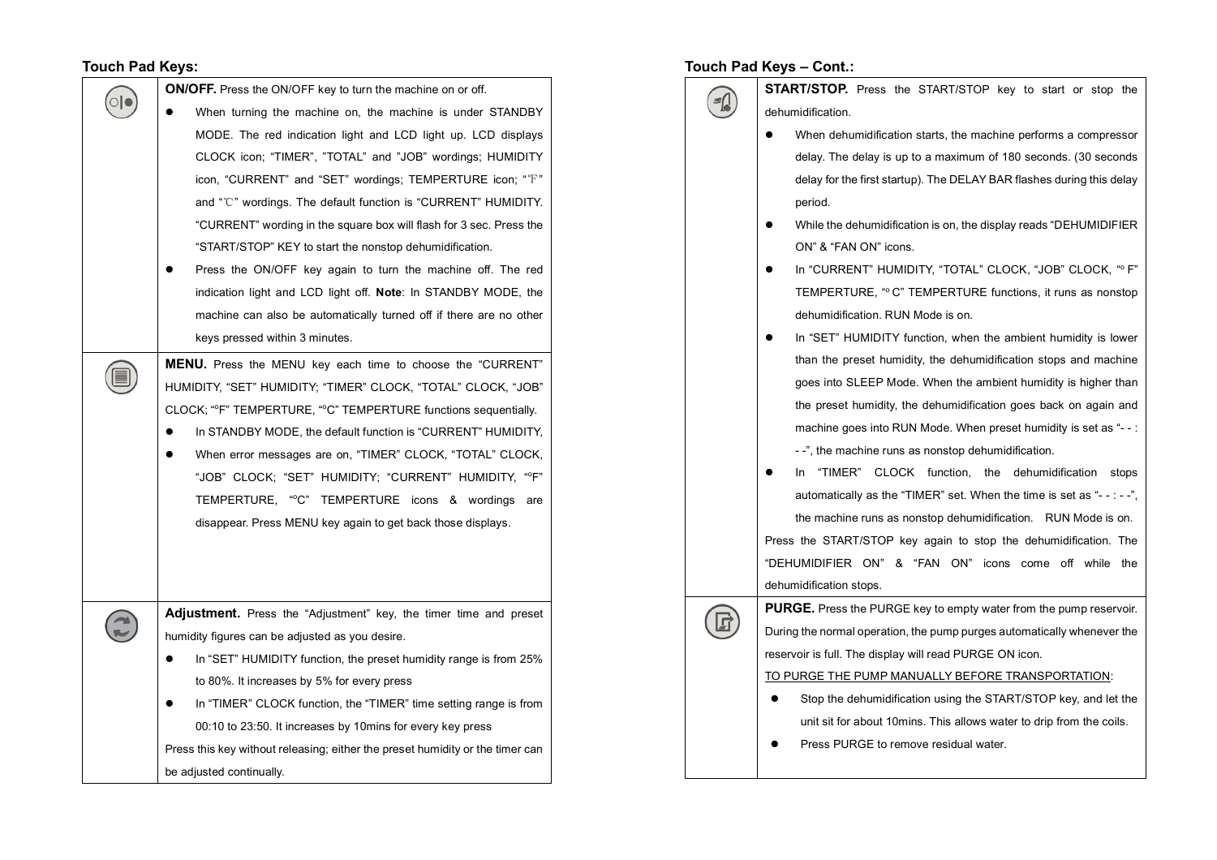## Touch Pad Keys:

| | |
|---|---|
| | **ON/OFF.** Press the ON/OFF key to turn the machine on or off.<br>• When turning the machine on, the machine is under STANDBY MODE. The red indication light and LCD light up. LCD displays CLOCK icon; "TIMER", "TOTAL" and "JOB" wordings; HUMIDITY icon, "CURRENT" and "SET" wordings; TEMPERTURE icon; "℉" and "℃" wordings. The default function is "CURRENT" HUMIDITY. "CURRENT" wording in the square box will flash for 3 sec. Press the "START/STOP" KEY to start the nonstop dehumidification.<br>• Press the ON/OFF key again to turn the machine off. The red indication light and LCD light off. **Note**: In STANDBY MODE, the machine can also be automatically turned off if there are no other keys pressed within 3 minutes. |
| | **MENU.** Press the MENU key each time to choose the "CURRENT" HUMIDITY, "SET" HUMIDITY; "TIMER" CLOCK, "TOTAL" CLOCK, "JOB" CLOCK; "°F" TEMPERTURE, "°C" TEMPERTURE functions sequentially.<br>• In STANDBY MODE, the default function is "CURRENT" HUMIDITY,<br>• When error messages are on, "TIMER" CLOCK, "TOTAL" CLOCK, "JOB" CLOCK; "SET" HUMIDITY; "CURRENT" HUMIDITY, "°F" TEMPERTURE, "°C" TEMPERTURE icons & wordings are disappear. Press MENU key again to get back those displays. |
| | **Adjustment.** Press the "Adjustment" key, the timer time and preset humidity figures can be adjusted as you desire.<br>• In "SET" HUMIDITY function, the preset humidity range is from 25% to 80%. It increases by 5% for every press<br>• In "TIMER" CLOCK function, the "TIMER" time setting range is from 00:10 to 23:50. It increases by 10mins for every key press<br>Press this key without releasing; either the preset humidity or the timer can be adjusted continually. |

## Touch Pad Keys – Cont.:

| | |
|---|---|
| | **START/STOP.** Press the START/STOP key to start or stop the dehumidification.<br>• When dehumidification starts, the machine performs a compressor delay. The delay is up to a maximum of 180 seconds. (30 seconds delay for the first startup). The DELAY BAR flashes during this delay period.<br>• While the dehumidification is on, the display reads "DEHUMIDIFIER ON" & "FAN ON" icons.<br>• In "CURRENT" HUMIDITY, "TOTAL" CLOCK, "JOB" CLOCK, "° F" TEMPERTURE, "° C" TEMPERTURE functions, it runs as nonstop dehumidification. RUN Mode is on.<br>• In "SET" HUMIDITY function, when the ambient humidity is lower than the preset humidity, the dehumidification stops and machine goes into SLEEP Mode. When the ambient humidity is higher than the preset humidity, the dehumidification goes back on again and machine goes into RUN Mode. When preset humidity is set as "- - : - -", the machine runs as nonstop dehumidification.<br>• In "TIMER" CLOCK function, the dehumidification stops automatically as the "TIMER" set. When the time is set as "- - : - -", the machine runs as nonstop dehumidification. RUN Mode is on.<br>Press the START/STOP key again to stop the dehumidification. The "DEHUMIDIFIER ON" & "FAN ON" icons come off while the dehumidification stops. |
| | **PURGE.** Press the PURGE key to empty water from the pump reservoir. During the normal operation, the pump purges automatically whenever the reservoir is full. The display will read PURGE ON icon.<br><u>TO PURGE THE PUMP MANUALLY BEFORE TRANSPORTATION</u>:<br>• Stop the dehumidification using the START/STOP key, and let the unit sit for about 10mins. This allows water to drip from the coils.<br>• Press PURGE to remove residual water. |